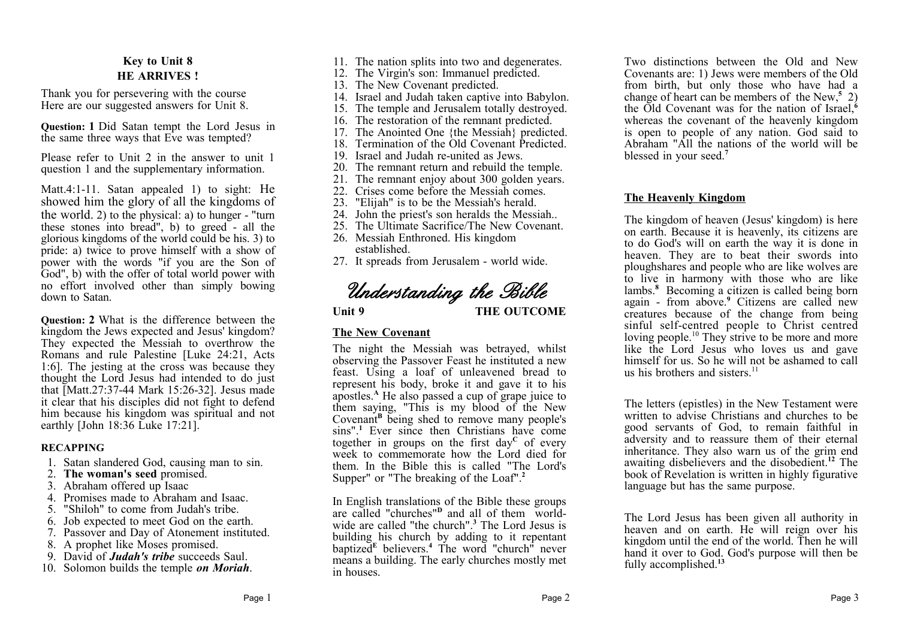## Key to Unit 8
## HE ARRIVES !

Thank you for persevering with the course
Here are our suggested answers for Unit 8.

**Question: 1** Did Satan tempt the Lord Jesus in the same three ways that Eve was tempted?

Please refer to Unit 2 in the answer to unit 1 question 1 and the supplementary information.

Matt.4:1-11. Satan appealed 1) to sight: He showed him the glory of all the kingdoms of the world. 2) to the physical: a) to hunger - "turn these stones into bread", b) to greed - all the glorious kingdoms of the world could be his. 3) to pride: a) twice to prove himself with a show of power with the words "if you are the Son of God", b) with the offer of total world power with no effort involved other than simply bowing down to Satan.

**Question: 2** What is the difference between the kingdom the Jews expected and Jesus' kingdom? They expected the Messiah to overthrow the Romans and rule Palestine [Luke 24:21, Acts 1:6]. The jesting at the cross was because they thought the Lord Jesus had intended to do just that [Matt.27:37-44 Mark 15:26-32]. Jesus made it clear that his disciples did not fight to defend him because his kingdom was spiritual and not earthly [John 18:36 Luke 17:21].

### RECAPPING

1. Satan slandered God, causing man to sin.
2. **The woman's seed** promised.
3. Abraham offered up Isaac
4. Promises made to Abraham and Isaac.
5. "Shiloh" to come from Judah's tribe.
6. Job expected to meet God on the earth.
7. Passover and Day of Atonement instituted.
8. A prophet like Moses promised.
9. David of ***Judah's tribe*** succeeds Saul.
10. Solomon builds the temple ***on Moriah***.
11. The nation splits into two and degenerates.
12. The Virgin's son: Immanuel predicted.
13. The New Covenant predicted.
14. Israel and Judah taken captive into Babylon.
15. The temple and Jerusalem totally destroyed.
16. The restoration of the remnant predicted.
17. The Anointed One {the Messiah} predicted.
18. Termination of the Old Covenant Predicted.
19. Israel and Judah re-united as Jews.
20. The remnant return and rebuild the temple.
21. The remnant enjoy about 300 golden years.
22. Crises come before the Messiah comes.
23. "Elijah" is to be the Messiah's herald.
24. John the priest's son heralds the Messiah..
25. The Ultimate Sacrifice/The New Covenant.
26. Messiah Enthroned. His kingdom established.
27. It spreads from Jerusalem - world wide.

# *Understanding the Bible*

**Unit 9** **THE OUTCOME**

### The New Covenant

The night the Messiah was betrayed, whilst observing the Passover Feast he instituted a new feast. Using a loaf of unleavened bread to represent his body, broke it and gave it to his apostles.[A] He also passed a cup of grape juice to them saying, "This is my blood of the New Covenant[B] being shed to remove many people's sins".[1] Ever since then Christians have come together in groups on the first day[C] of every week to commemorate how the Lord died for them. In the Bible this is called "The Lord's Supper" or "The breaking of the Loaf".[2]

In English translations of the Bible these groups are called "churches"[D] and all of them world-wide are called "the church".[3] The Lord Jesus is building his church by adding to it repentant baptized[E] believers.[4] The word "church" never means a building. The early churches mostly met in houses.

Two distinctions between the Old and New Covenants are: 1) Jews were members of the Old from birth, but only those who have had a change of heart can be members of the New,[5] 2) the Old Covenant was for the nation of Israel,[6] whereas the covenant of the heavenly kingdom is open to people of any nation. God said to Abraham "All the nations of the world will be blessed in your seed.[7]

### The Heavenly Kingdom

The kingdom of heaven (Jesus' kingdom) is here on earth. Because it is heavenly, its citizens are to do God's will on earth the way it is done in heaven. They are to beat their swords into ploughshares and people who are like wolves are to live in harmony with those who are like lambs.[8] Becoming a citizen is called being born again - from above.[9] Citizens are called new creatures because of the change from being sinful self-centred people to Christ centred loving people.[10] They strive to be more and more like the Lord Jesus who loves us and gave himself for us. So he will not be ashamed to call us his brothers and sisters.[11]

The letters (epistles) in the New Testament were written to advise Christians and churches to be good servants of God, to remain faithful in adversity and to reassure them of their eternal inheritance. They also warn us of the grim end awaiting disbelievers and the disobedient.[12] The book of Revelation is written in highly figurative language but has the same purpose.

The Lord Jesus has been given all authority in heaven and on earth. He will reign over his kingdom until the end of the world. Then he will hand it over to God. God's purpose will then be fully accomplished.[13]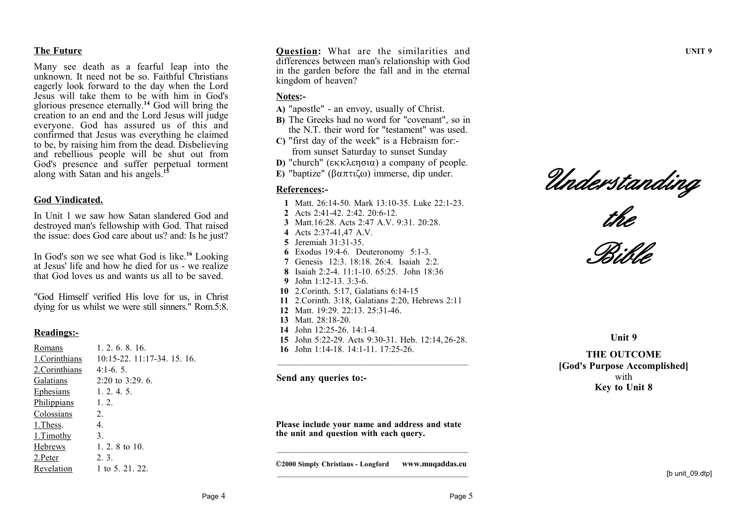## The Future

Many see death as a fearful leap into the unknown. It need not be so. Faithful Christians eagerly look forward to the day when the Lord Jesus will take them to be with him in God's glorious presence eternally.[14] God will bring the creation to an end and the Lord Jesus will judge everyone. God has assured us of this and confirmed that Jesus was everything he claimed to be, by raising him from the dead. Disbelieving and rebellious people will be shut out from God's presence and suffer perpetual torment along with Satan and his angels.[15]

## God Vindicated.

In Unit 1 we saw how Satan slandered God and destroyed man's fellowship with God. That raised the issue: does God care about us? and: Is he just?

In God's son we see what God is like.[16] Looking at Jesus' life and how he died for us - we realize that God loves us and wants us all to be saved.

"God Himself verified His love for us, in Christ dying for us whilst we were still sinners." Rom.5:8.

## Readings:-

| | |
|---|---|
| Romans | 1. 2. 6. 8. 16. |
| 1.Corinthians | 10:15-22. 11:17-34. 15. 16. |
| 2.Corinthians | 4:1-6. 5. |
| Galatians | 2:20 to 3:29. 6. |
| Ephesians | 1. 2. 4. 5. |
| Philippians | 1. 2. |
| Colossians | 2. |
| 1.Thess. | 4. |
| 1.Timothy | 3. |
| Hebrews | 1. 2. 8 to 10. |
| 2.Peter | 2. 3. |
| Revelation | 1 to 5. 21. 22. |

**Question:** What are the similarities and differences between man's relationship with God in the garden before the fall and in the eternal kingdom of heaven?

## Notes:-

**A)** "apostle" - an envoy, usually of Christ.
**B)** The Greeks had no word for "covenant", so in the N.T. their word for "testament" was used.
**C)** "first day of the week" is a Hebraism for:- from sunset Saturday to sunset Sunday
**D)** "church" (εκκλεησια) a company of people.
**E)** "baptize" (βαπτιζω) immerse, dip under.

## References:-

1. Matt. 26:14-50. Mark 13:10-35. Luke 22:1-23.
2. Acts 2:41-42. 2:42. 20:6-12.
3. Matt.16:28. Acts 2:47 A.V. 9:31. 20:28.
4. Acts 2:37-41,47 A.V.
5. Jeremiah 31:31-35.
6. Exodus 19:4-6. Deuteronomy 5:1-3.
7. Genesis 12:3. 18:18. 26:4. Isaiah 2:2.
8. Isaiah 2:2-4. 11:1-10. 65:25. John 18:36
9. John 1:12-13. 3:3-6.
10. 2.Corinth. 5:17, Galatians 6:14-15
11. 2.Corinth. 3:18, Galatians 2:20, Hebrews 2:11
12. Matt. 19:29. 22:13. 25:31-46.
13. Matt. 28:18-20.
14. John 12:25-26. 14:1-4.
15. John 5:22-29. Acts 9:30-31. Heb. 12:14, 26-28.
16. John 1:14-18. 14:1-11. 17:25-26.

---

**Send any queries to:-**

**Please include your name and address and state the unit and question with each query.**

---

**©2000 Simply Christians - Longford www.muqaddas.eu**

---

**UNIT 9**

# *Understanding the Bible*

**Unit 9**

**THE OUTCOME**
**[God's Purpose Accomplished]**
with
**Key to Unit 8**

[b unit_09.dtp]